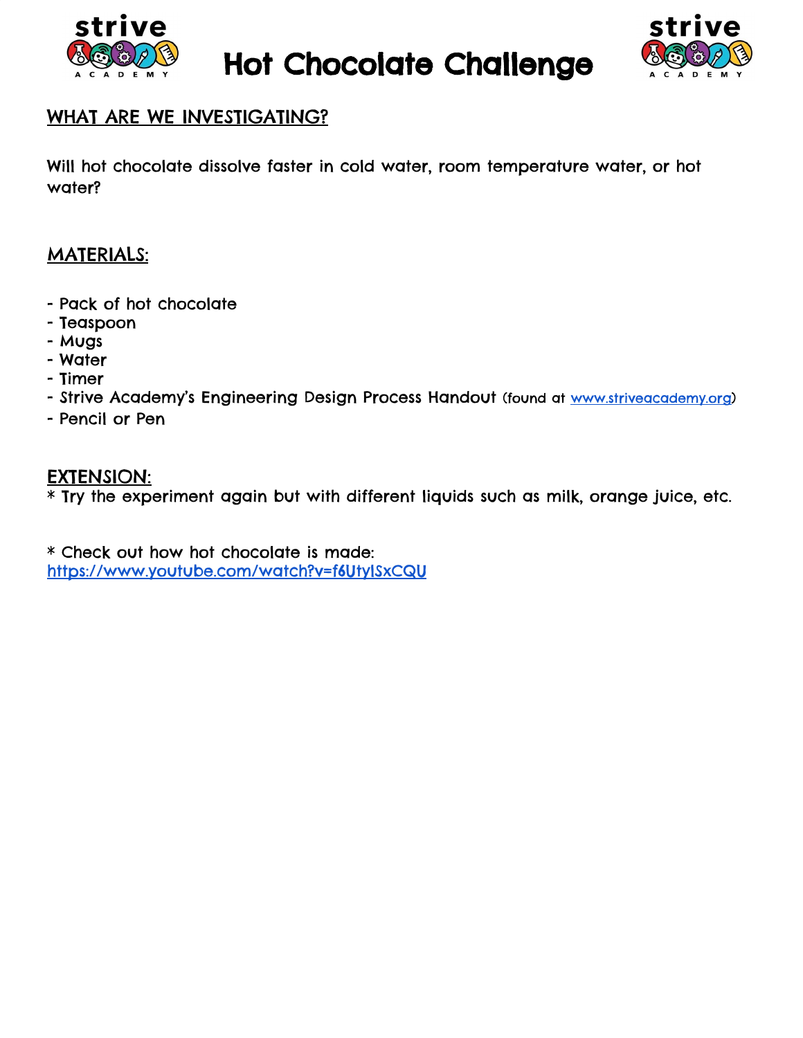# Hot Chocolate Challenge

## WHAT ARE WE INVESTIGATING?

Will hot chocolate dissolve faster in cold water, room temperature water, or hot water?

## MATERIALS:

- Pack of hot chocolate
- Teaspoon
- Mugs
- Water
- Timer
- Strive Academy's Engineering Design Process Handout (found at www.striveacademy.org)
- Pencil or Pen

## EXTENSION:

* Try the experiment again but with different liquids such as milk, orange juice, etc.

* Check out how hot chocolate is made:
https://www.youtube.com/watch?v=f6UtylSxCQU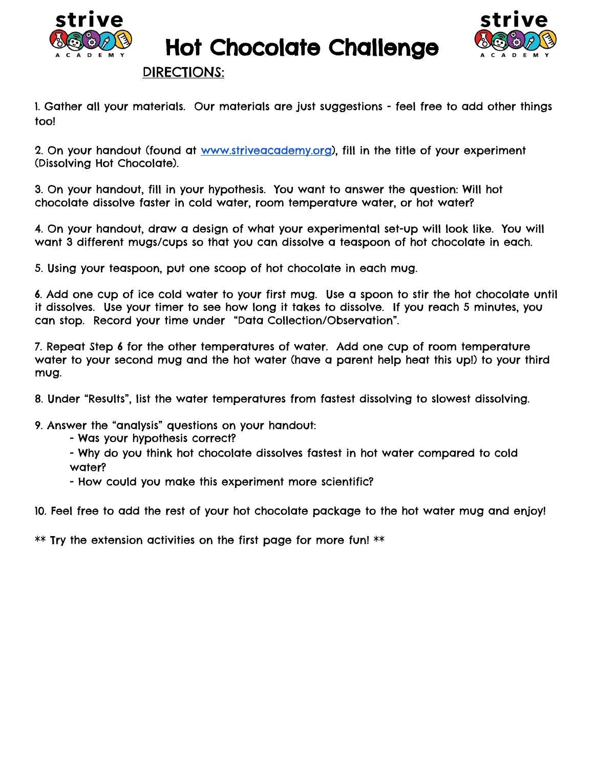# Hot Chocolate Challenge

## DIRECTIONS:

1. Gather all your materials. Our materials are just suggestions - feel free to add other things too!

2. On your handout (found at www.striveacademy.org), fill in the title of your experiment (Dissolving Hot Chocolate).

3. On your handout, fill in your hypothesis. You want to answer the question: Will hot chocolate dissolve faster in cold water, room temperature water, or hot water?

4. On your handout, draw a design of what your experimental set-up will look like. You will want 3 different mugs/cups so that you can dissolve a teaspoon of hot chocolate in each.

5. Using your teaspoon, put one scoop of hot chocolate in each mug.

6. Add one cup of ice cold water to your first mug. Use a spoon to stir the hot chocolate until it dissolves. Use your timer to see how long it takes to dissolve. If you reach 5 minutes, you can stop. Record your time under "Data Collection/Observation".

7. Repeat Step 6 for the other temperatures of water. Add one cup of room temperature water to your second mug and the hot water (have a parent help heat this up!) to your third mug.

8. Under "Results", list the water temperatures from fastest dissolving to slowest dissolving.

9. Answer the "analysis" questions on your handout:
   - Was your hypothesis correct?
   - Why do you think hot chocolate dissolves fastest in hot water compared to cold water?
   - How could you make this experiment more scientific?

10. Feel free to add the rest of your hot chocolate package to the hot water mug and enjoy!

** Try the extension activities on the first page for more fun! **